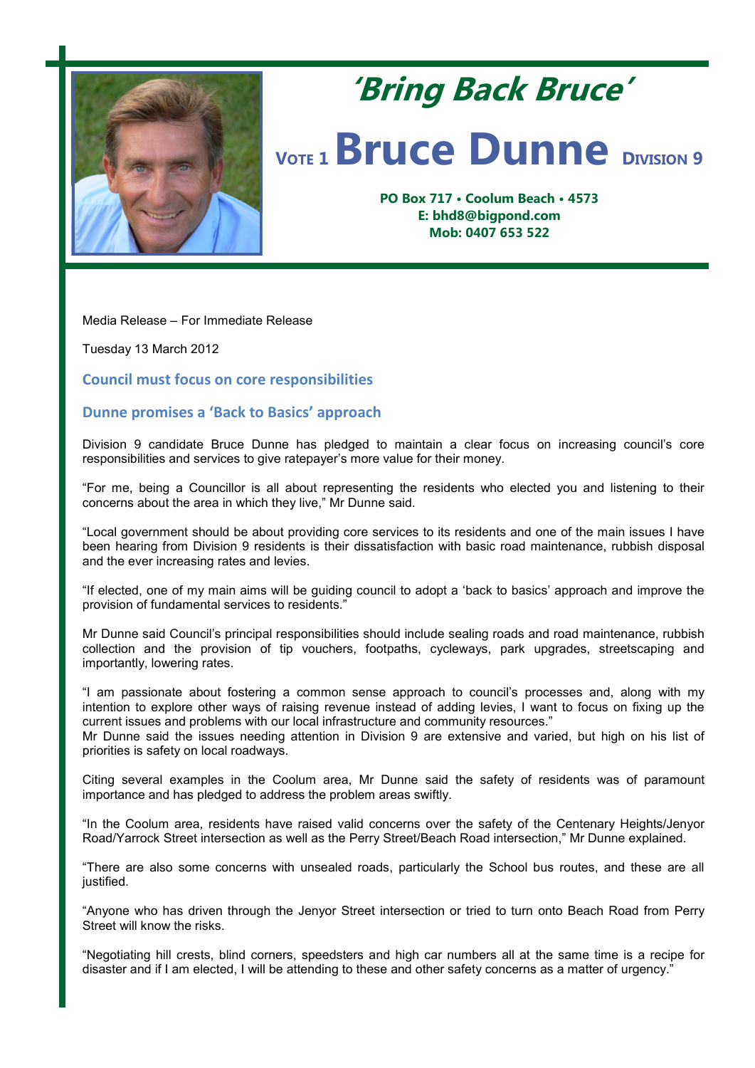# 'Bring Back Bruce'

## VOTE 1 Bruce Dunne DIVISION 9

**PO Box 717 • Coolum Beach • 4573**
**E: bhd8@bigpond.com**
**Mob: 0407 653 522**

Media Release – For Immediate Release

Tuesday 13 March 2012

### Council must focus on core responsibilities

### Dunne promises a 'Back to Basics' approach

Division 9 candidate Bruce Dunne has pledged to maintain a clear focus on increasing council's core responsibilities and services to give ratepayer's more value for their money.

"For me, being a Councillor is all about representing the residents who elected you and listening to their concerns about the area in which they live," Mr Dunne said.

"Local government should be about providing core services to its residents and one of the main issues I have been hearing from Division 9 residents is their dissatisfaction with basic road maintenance, rubbish disposal and the ever increasing rates and levies.

"If elected, one of my main aims will be guiding council to adopt a 'back to basics' approach and improve the provision of fundamental services to residents."

Mr Dunne said Council's principal responsibilities should include sealing roads and road maintenance, rubbish collection and the provision of tip vouchers, footpaths, cycleways, park upgrades, streetscaping and importantly, lowering rates.

"I am passionate about fostering a common sense approach to council's processes and, along with my intention to explore other ways of raising revenue instead of adding levies, I want to focus on fixing up the current issues and problems with our local infrastructure and community resources."

Mr Dunne said the issues needing attention in Division 9 are extensive and varied, but high on his list of priorities is safety on local roadways.

Citing several examples in the Coolum area, Mr Dunne said the safety of residents was of paramount importance and has pledged to address the problem areas swiftly.

"In the Coolum area, residents have raised valid concerns over the safety of the Centenary Heights/Jenyor Road/Yarrock Street intersection as well as the Perry Street/Beach Road intersection," Mr Dunne explained.

"There are also some concerns with unsealed roads, particularly the School bus routes, and these are all justified.

"Anyone who has driven through the Jenyor Street intersection or tried to turn onto Beach Road from Perry Street will know the risks.

"Negotiating hill crests, blind corners, speedsters and high car numbers all at the same time is a recipe for disaster and if I am elected, I will be attending to these and other safety concerns as a matter of urgency."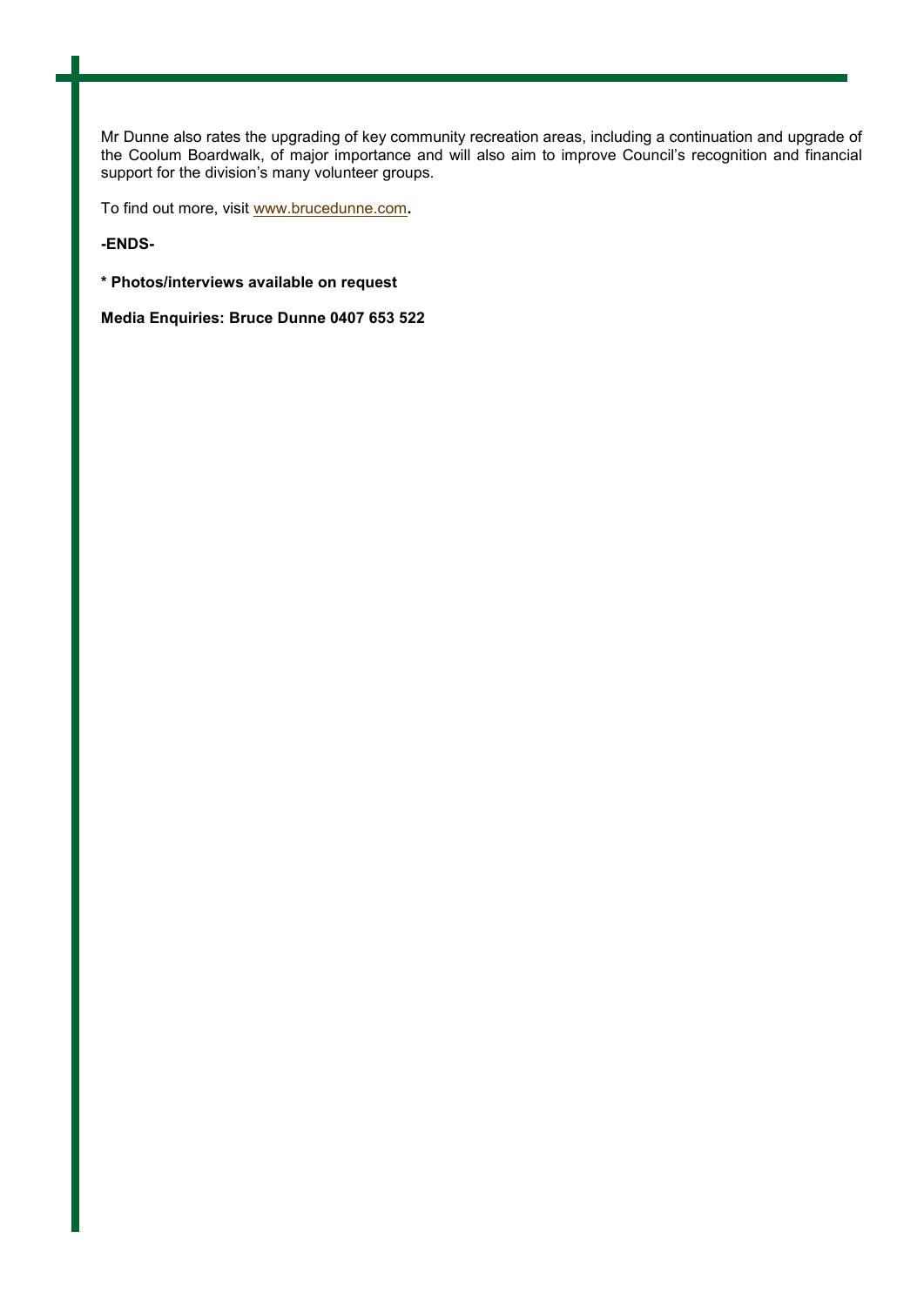Mr Dunne also rates the upgrading of key community recreation areas, including a continuation and upgrade of the Coolum Boardwalk, of major importance and will also aim to improve Council's recognition and financial support for the division's many volunteer groups.

To find out more, visit www.brucedunne.com**.**

**-ENDS-**

**\* Photos/interviews available on request**

**Media Enquiries: Bruce Dunne 0407 653 522**